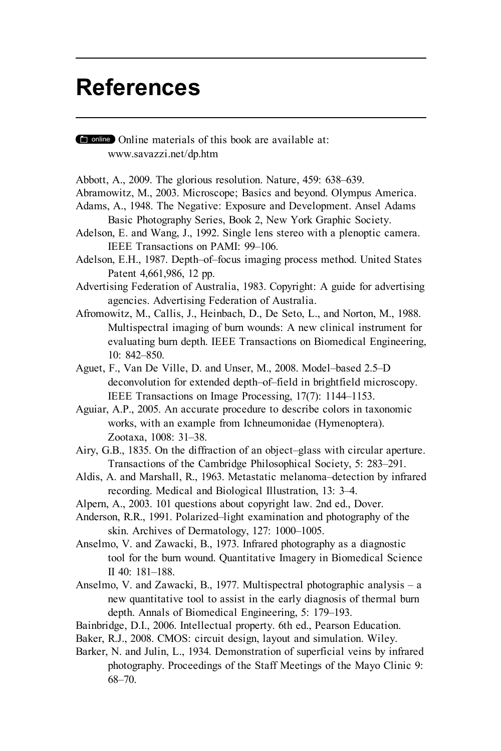# References

online Online materials of this book are available at: www.savazzi.net/dp.htm

Abbott, A., 2009. The glorious resolution. Nature, 459: 638–639.

Abramowitz, M., 2003. Microscope; Basics and beyond. Olympus America.

Adams, A., 1948. The Negative: Exposure and Development. Ansel Adams Basic Photography Series, Book 2, New York Graphic Society.

Adelson, E. and Wang, J., 1992. Single lens stereo with a plenoptic camera. IEEE Transactions on PAMI: 99–106.

Adelson, E.H., 1987. Depth–of–focus imaging process method. United States Patent 4,661,986, 12 pp.

Advertising Federation of Australia, 1983. Copyright: A guide for advertising agencies. Advertising Federation of Australia.

Afromowitz, M., Callis, J., Heinbach, D., De Seto, L., and Norton, M., 1988. Multispectral imaging of burn wounds: A new clinical instrument for evaluating burn depth. IEEE Transactions on Biomedical Engineering, 10: 842–850.

Aguet, F., Van De Ville, D. and Unser, M., 2008. Model–based 2.5–D deconvolution for extended depth–of–field in brightfield microscopy. IEEE Transactions on Image Processing, 17(7): 1144–1153.

Aguiar, A.P., 2005. An accurate procedure to describe colors in taxonomic works, with an example from Ichneumonidae (Hymenoptera). Zootaxa, 1008: 31–38.

Airy, G.B., 1835. On the diffraction of an object–glass with circular aperture. Transactions of the Cambridge Philosophical Society, 5: 283–291.

Aldis, A. and Marshall, R., 1963. Metastatic melanoma–detection by infrared recording. Medical and Biological Illustration, 13: 3–4.

Alpern, A., 2003. 101 questions about copyright law. 2nd ed., Dover.

Anderson, R.R., 1991. Polarized–light examination and photography of the skin. Archives of Dermatology, 127: 1000–1005.

Anselmo, V. and Zawacki, B., 1973. Infrared photography as a diagnostic tool for the burn wound. Quantitative Imagery in Biomedical Science II 40: 181–188.

Anselmo, V. and Zawacki, B., 1977. Multispectral photographic analysis – a new quantitative tool to assist in the early diagnosis of thermal burn depth. Annals of Biomedical Engineering, 5: 179–193.

Bainbridge, D.I., 2006. Intellectual property. 6th ed., Pearson Education.

Baker, R.J., 2008. CMOS: circuit design, layout and simulation. Wiley.

Barker, N. and Julin, L., 1934. Demonstration of superficial veins by infrared photography. Proceedings of the Staff Meetings of the Mayo Clinic 9: 68–70.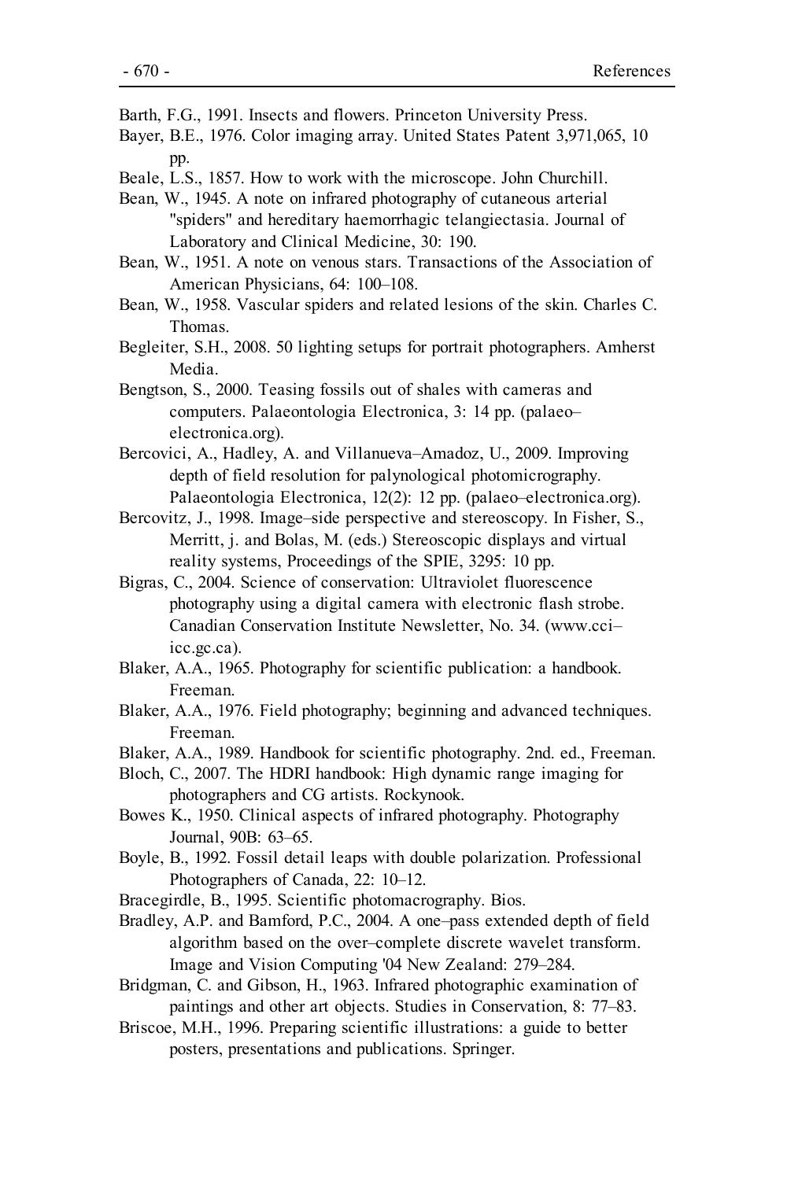Barth, F.G., 1991. Insects and flowers. Princeton University Press.

Bayer, B.E., 1976. Color imaging array. United States Patent 3,971,065, 10 pp.

Beale, L.S., 1857. How to work with the microscope. John Churchill.

Bean, W., 1945. A note on infrared photography of cutaneous arterial "spiders" and hereditary haemorrhagic telangiectasia. Journal of Laboratory and Clinical Medicine, 30: 190.

Bean, W., 1951. A note on venous stars. Transactions of the Association of American Physicians, 64: 100–108.

Bean, W., 1958. Vascular spiders and related lesions of the skin. Charles C. Thomas.

Begleiter, S.H., 2008. 50 lighting setups for portrait photographers. Amherst Media.

Bengtson, S., 2000. Teasing fossils out of shales with cameras and computers. Palaeontologia Electronica, 3: 14 pp. (palaeo–electronica.org).

Bercovici, A., Hadley, A. and Villanueva–Amadoz, U., 2009. Improving depth of field resolution for palynological photomicrography. Palaeontologia Electronica, 12(2): 12 pp. (palaeo–electronica.org).

Bercovitz, J., 1998. Image–side perspective and stereoscopy. In Fisher, S., Merritt, j. and Bolas, M. (eds.) Stereoscopic displays and virtual reality systems, Proceedings of the SPIE, 3295: 10 pp.

Bigras, C., 2004. Science of conservation: Ultraviolet fluorescence photography using a digital camera with electronic flash strobe. Canadian Conservation Institute Newsletter, No. 34. (www.cci–icc.gc.ca).

Blaker, A.A., 1965. Photography for scientific publication: a handbook. Freeman.

Blaker, A.A., 1976. Field photography; beginning and advanced techniques. Freeman.

Blaker, A.A., 1989. Handbook for scientific photography. 2nd. ed., Freeman.

Bloch, C., 2007. The HDRI handbook: High dynamic range imaging for photographers and CG artists. Rockynook.

Bowes K., 1950. Clinical aspects of infrared photography. Photography Journal, 90B: 63–65.

Boyle, B., 1992. Fossil detail leaps with double polarization. Professional Photographers of Canada, 22: 10–12.

Bracegirdle, B., 1995. Scientific photomacrography. Bios.

Bradley, A.P. and Bamford, P.C., 2004. A one–pass extended depth of field algorithm based on the over–complete discrete wavelet transform. Image and Vision Computing '04 New Zealand: 279–284.

Bridgman, C. and Gibson, H., 1963. Infrared photographic examination of paintings and other art objects. Studies in Conservation, 8: 77–83.

Briscoe, M.H., 1996. Preparing scientific illustrations: a guide to better posters, presentations and publications. Springer.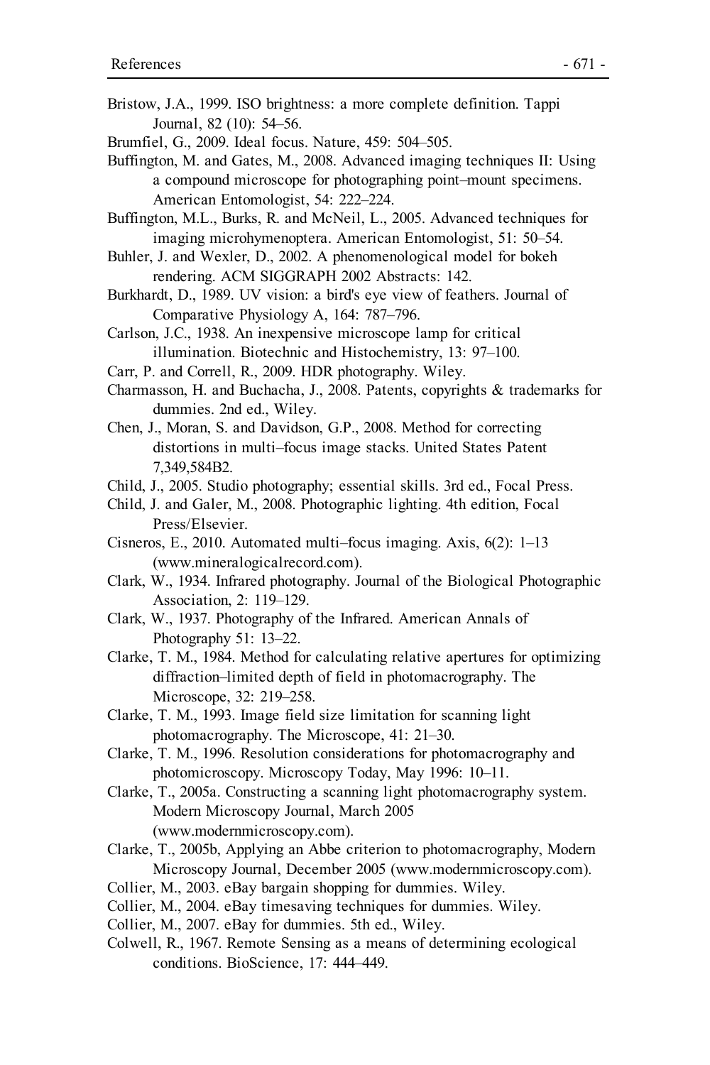Bristow, J.A., 1999. ISO brightness: a more complete definition. Tappi Journal, 82 (10): 54–56.

Brumfiel, G., 2009. Ideal focus. Nature, 459: 504–505.

Buffington, M. and Gates, M., 2008. Advanced imaging techniques II: Using a compound microscope for photographing point–mount specimens. American Entomologist, 54: 222–224.

Buffington, M.L., Burks, R. and McNeil, L., 2005. Advanced techniques for imaging microhymenoptera. American Entomologist, 51: 50–54.

Buhler, J. and Wexler, D., 2002. A phenomenological model for bokeh rendering. ACM SIGGRAPH 2002 Abstracts: 142.

Burkhardt, D., 1989. UV vision: a bird's eye view of feathers. Journal of Comparative Physiology A, 164: 787–796.

Carlson, J.C., 1938. An inexpensive microscope lamp for critical illumination. Biotechnic and Histochemistry, 13: 97–100.

Carr, P. and Correll, R., 2009. HDR photography. Wiley.

Charmasson, H. and Buchacha, J., 2008. Patents, copyrights & trademarks for dummies. 2nd ed., Wiley.

Chen, J., Moran, S. and Davidson, G.P., 2008. Method for correcting distortions in multi–focus image stacks. United States Patent 7,349,584B2.

Child, J., 2005. Studio photography; essential skills. 3rd ed., Focal Press.

Child, J. and Galer, M., 2008. Photographic lighting. 4th edition, Focal Press/Elsevier.

Cisneros, E., 2010. Automated multi–focus imaging. Axis, 6(2): 1–13 (www.mineralogicalrecord.com).

Clark, W., 1934. Infrared photography. Journal of the Biological Photographic Association, 2: 119–129.

Clark, W., 1937. Photography of the Infrared. American Annals of Photography 51: 13–22.

Clarke, T. M., 1984. Method for calculating relative apertures for optimizing diffraction–limited depth of field in photomacrography. The Microscope, 32: 219–258.

Clarke, T. M., 1993. Image field size limitation for scanning light photomacrography. The Microscope, 41: 21–30.

Clarke, T. M., 1996. Resolution considerations for photomacrography and photomicroscopy. Microscopy Today, May 1996: 10–11.

Clarke, T., 2005a. Constructing a scanning light photomacrography system. Modern Microscopy Journal, March 2005 (www.modernmicroscopy.com).

Clarke, T., 2005b, Applying an Abbe criterion to photomacrography, Modern Microscopy Journal, December 2005 (www.modernmicroscopy.com).

Collier, M., 2003. eBay bargain shopping for dummies. Wiley.

Collier, M., 2004. eBay timesaving techniques for dummies. Wiley.

Collier, M., 2007. eBay for dummies. 5th ed., Wiley.

Colwell, R., 1967. Remote Sensing as a means of determining ecological conditions. BioScience, 17: 444–449.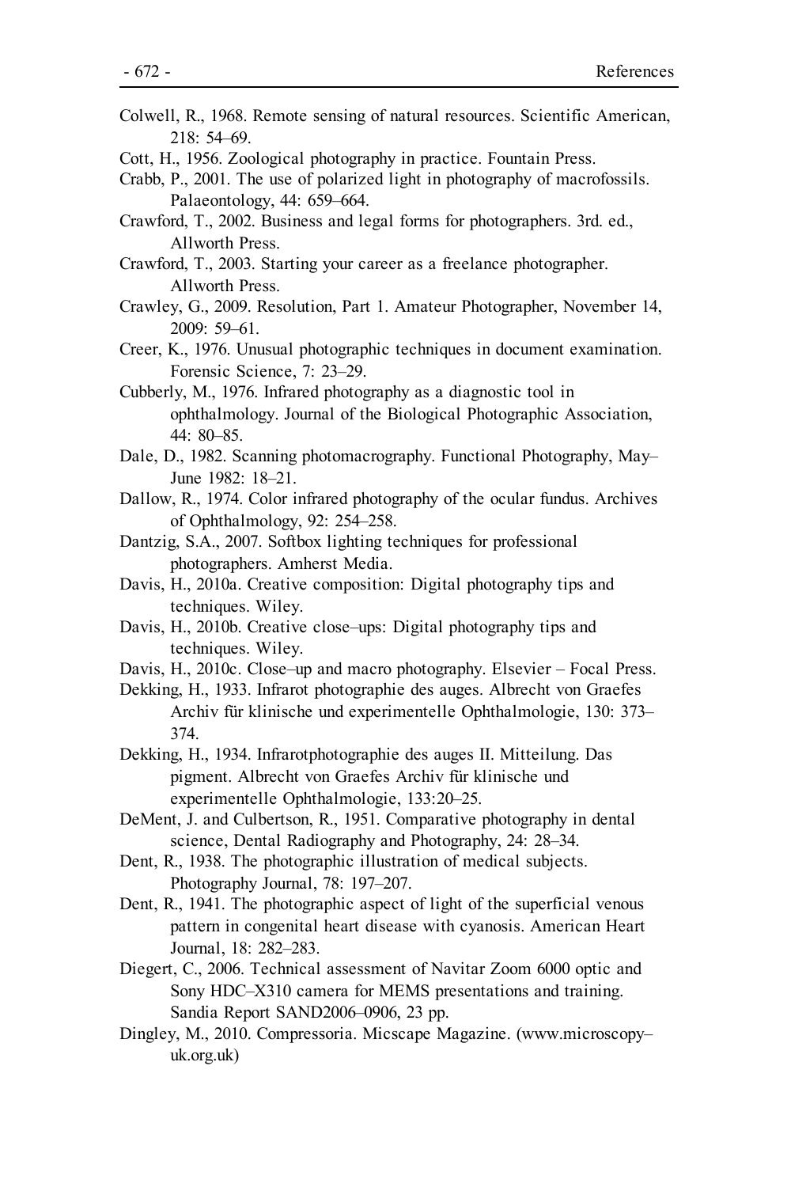Colwell, R., 1968. Remote sensing of natural resources. Scientific American, 218: 54–69.

Cott, H., 1956. Zoological photography in practice. Fountain Press.

Crabb, P., 2001. The use of polarized light in photography of macrofossils. Palaeontology, 44: 659–664.

Crawford, T., 2002. Business and legal forms for photographers. 3rd. ed., Allworth Press.

Crawford, T., 2003. Starting your career as a freelance photographer. Allworth Press.

Crawley, G., 2009. Resolution, Part 1. Amateur Photographer, November 14, 2009: 59–61.

Creer, K., 1976. Unusual photographic techniques in document examination. Forensic Science, 7: 23–29.

Cubberly, M., 1976. Infrared photography as a diagnostic tool in ophthalmology. Journal of the Biological Photographic Association, 44: 80–85.

Dale, D., 1982. Scanning photomacrography. Functional Photography, May–June 1982: 18–21.

Dallow, R., 1974. Color infrared photography of the ocular fundus. Archives of Ophthalmology, 92: 254–258.

Dantzig, S.A., 2007. Softbox lighting techniques for professional photographers. Amherst Media.

Davis, H., 2010a. Creative composition: Digital photography tips and techniques. Wiley.

Davis, H., 2010b. Creative close–ups: Digital photography tips and techniques. Wiley.

Davis, H., 2010c. Close–up and macro photography. Elsevier – Focal Press.

Dekking, H., 1933. Infrarot photographie des auges. Albrecht von Graefes Archiv für klinische und experimentelle Ophthalmologie, 130: 373–374.

Dekking, H., 1934. Infrarotphotographie des auges II. Mitteilung. Das pigment. Albrecht von Graefes Archiv für klinische und experimentelle Ophthalmologie, 133:20–25.

DeMent, J. and Culbertson, R., 1951. Comparative photography in dental science, Dental Radiography and Photography, 24: 28–34.

Dent, R., 1938. The photographic illustration of medical subjects. Photography Journal, 78: 197–207.

Dent, R., 1941. The photographic aspect of light of the superficial venous pattern in congenital heart disease with cyanosis. American Heart Journal, 18: 282–283.

Diegert, C., 2006. Technical assessment of Navitar Zoom 6000 optic and Sony HDC–X310 camera for MEMS presentations and training. Sandia Report SAND2006–0906, 23 pp.

Dingley, M., 2010. Compressoria. Micscape Magazine. (www.microscopy–uk.org.uk)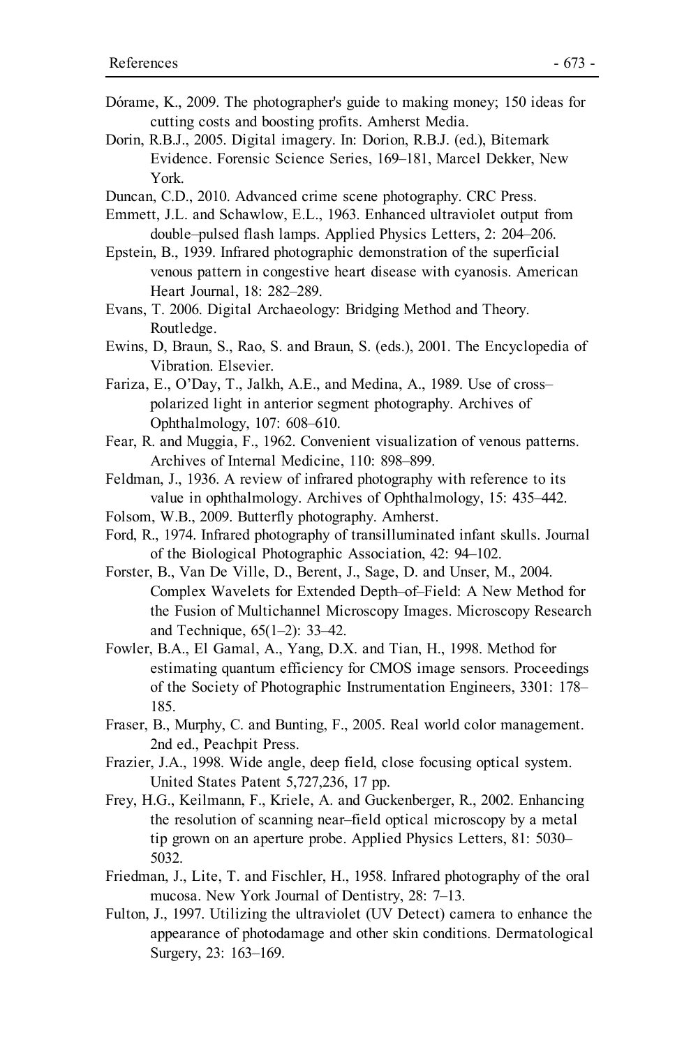Dórame, K., 2009. The photographer's guide to making money; 150 ideas for cutting costs and boosting profits. Amherst Media.

Dorin, R.B.J., 2005. Digital imagery. In: Dorion, R.B.J. (ed.), Bitemark Evidence. Forensic Science Series, 169–181, Marcel Dekker, New York.

Duncan, C.D., 2010. Advanced crime scene photography. CRC Press.

Emmett, J.L. and Schawlow, E.L., 1963. Enhanced ultraviolet output from double–pulsed flash lamps. Applied Physics Letters, 2: 204–206.

Epstein, B., 1939. Infrared photographic demonstration of the superficial venous pattern in congestive heart disease with cyanosis. American Heart Journal, 18: 282–289.

Evans, T. 2006. Digital Archaeology: Bridging Method and Theory. Routledge.

Ewins, D, Braun, S., Rao, S. and Braun, S. (eds.), 2001. The Encyclopedia of Vibration. Elsevier.

Fariza, E., O'Day, T., Jalkh, A.E., and Medina, A., 1989. Use of cross–polarized light in anterior segment photography. Archives of Ophthalmology, 107: 608–610.

Fear, R. and Muggia, F., 1962. Convenient visualization of venous patterns. Archives of Internal Medicine, 110: 898–899.

Feldman, J., 1936. A review of infrared photography with reference to its value in ophthalmology. Archives of Ophthalmology, 15: 435–442.

Folsom, W.B., 2009. Butterfly photography. Amherst.

Ford, R., 1974. Infrared photography of transilluminated infant skulls. Journal of the Biological Photographic Association, 42: 94–102.

Forster, B., Van De Ville, D., Berent, J., Sage, D. and Unser, M., 2004. Complex Wavelets for Extended Depth–of–Field: A New Method for the Fusion of Multichannel Microscopy Images. Microscopy Research and Technique, 65(1–2): 33–42.

Fowler, B.A., El Gamal, A., Yang, D.X. and Tian, H., 1998. Method for estimating quantum efficiency for CMOS image sensors. Proceedings of the Society of Photographic Instrumentation Engineers, 3301: 178–185.

Fraser, B., Murphy, C. and Bunting, F., 2005. Real world color management. 2nd ed., Peachpit Press.

Frazier, J.A., 1998. Wide angle, deep field, close focusing optical system. United States Patent 5,727,236, 17 pp.

Frey, H.G., Keilmann, F., Kriele, A. and Guckenberger, R., 2002. Enhancing the resolution of scanning near–field optical microscopy by a metal tip grown on an aperture probe. Applied Physics Letters, 81: 5030–5032.

Friedman, J., Lite, T. and Fischler, H., 1958. Infrared photography of the oral mucosa. New York Journal of Dentistry, 28: 7–13.

Fulton, J., 1997. Utilizing the ultraviolet (UV Detect) camera to enhance the appearance of photodamage and other skin conditions. Dermatological Surgery, 23: 163–169.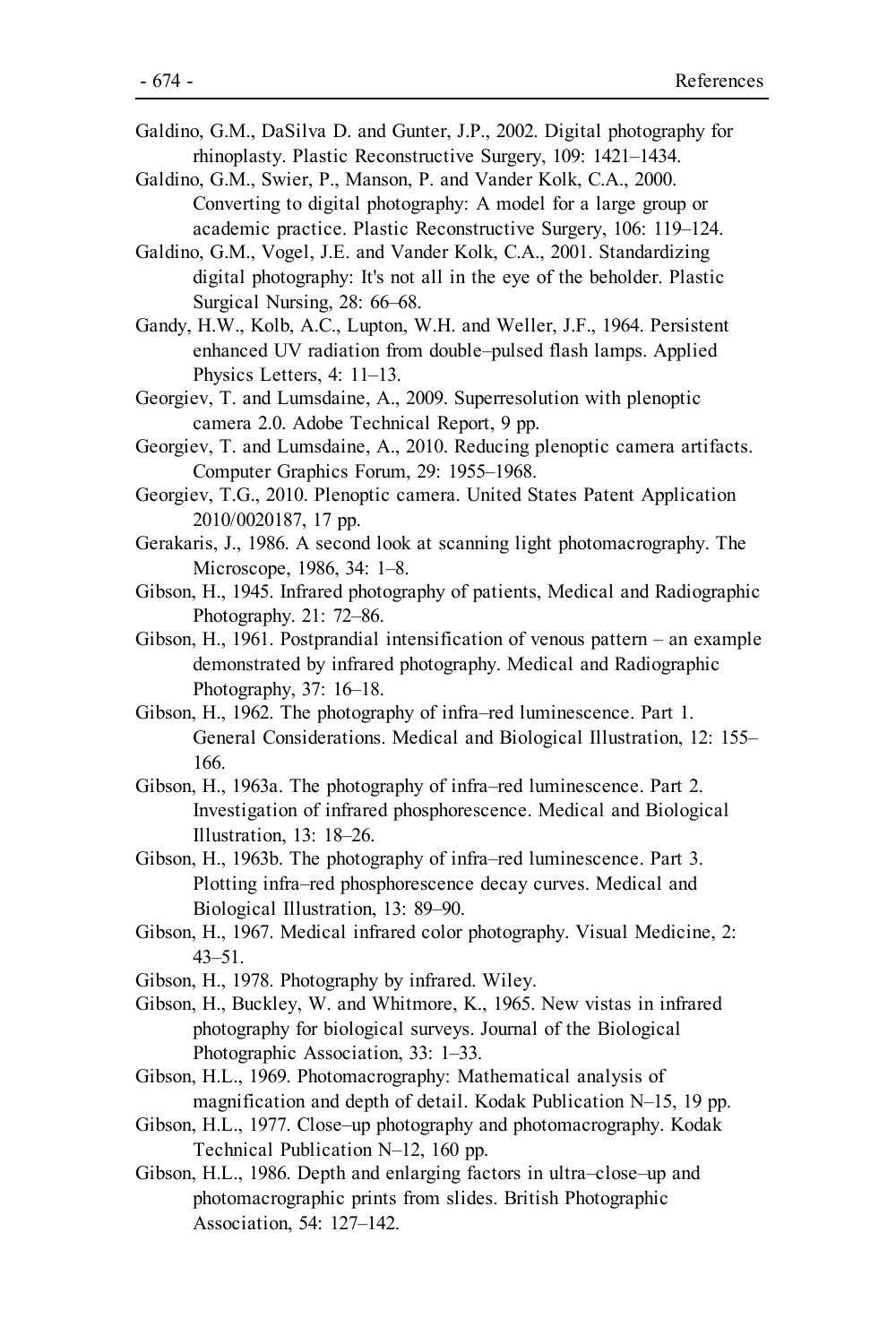Galdino, G.M., DaSilva D. and Gunter, J.P., 2002. Digital photography for rhinoplasty. Plastic Reconstructive Surgery, 109: 1421–1434.

Galdino, G.M., Swier, P., Manson, P. and Vander Kolk, C.A., 2000. Converting to digital photography: A model for a large group or academic practice. Plastic Reconstructive Surgery, 106: 119–124.

Galdino, G.M., Vogel, J.E. and Vander Kolk, C.A., 2001. Standardizing digital photography: It's not all in the eye of the beholder. Plastic Surgical Nursing, 28: 66–68.

Gandy, H.W., Kolb, A.C., Lupton, W.H. and Weller, J.F., 1964. Persistent enhanced UV radiation from double–pulsed flash lamps. Applied Physics Letters, 4: 11–13.

Georgiev, T. and Lumsdaine, A., 2009. Superresolution with plenoptic camera 2.0. Adobe Technical Report, 9 pp.

Georgiev, T. and Lumsdaine, A., 2010. Reducing plenoptic camera artifacts. Computer Graphics Forum, 29: 1955–1968.

Georgiev, T.G., 2010. Plenoptic camera. United States Patent Application 2010/0020187, 17 pp.

Gerakaris, J., 1986. A second look at scanning light photomacrography. The Microscope, 1986, 34: 1–8.

Gibson, H., 1945. Infrared photography of patients, Medical and Radiographic Photography. 21: 72–86.

Gibson, H., 1961. Postprandial intensification of venous pattern – an example demonstrated by infrared photography. Medical and Radiographic Photography, 37: 16–18.

Gibson, H., 1962. The photography of infra–red luminescence. Part 1. General Considerations. Medical and Biological Illustration, 12: 155–166.

Gibson, H., 1963a. The photography of infra–red luminescence. Part 2. Investigation of infrared phosphorescence. Medical and Biological Illustration, 13: 18–26.

Gibson, H., 1963b. The photography of infra–red luminescence. Part 3. Plotting infra–red phosphorescence decay curves. Medical and Biological Illustration, 13: 89–90.

Gibson, H., 1967. Medical infrared color photography. Visual Medicine, 2: 43–51.

Gibson, H., 1978. Photography by infrared. Wiley.

Gibson, H., Buckley, W. and Whitmore, K., 1965. New vistas in infrared photography for biological surveys. Journal of the Biological Photographic Association, 33: 1–33.

Gibson, H.L., 1969. Photomacrography: Mathematical analysis of magnification and depth of detail. Kodak Publication N–15, 19 pp.

Gibson, H.L., 1977. Close–up photography and photomacrography. Kodak Technical Publication N–12, 160 pp.

Gibson, H.L., 1986. Depth and enlarging factors in ultra–close–up and photomacrographic prints from slides. British Photographic Association, 54: 127–142.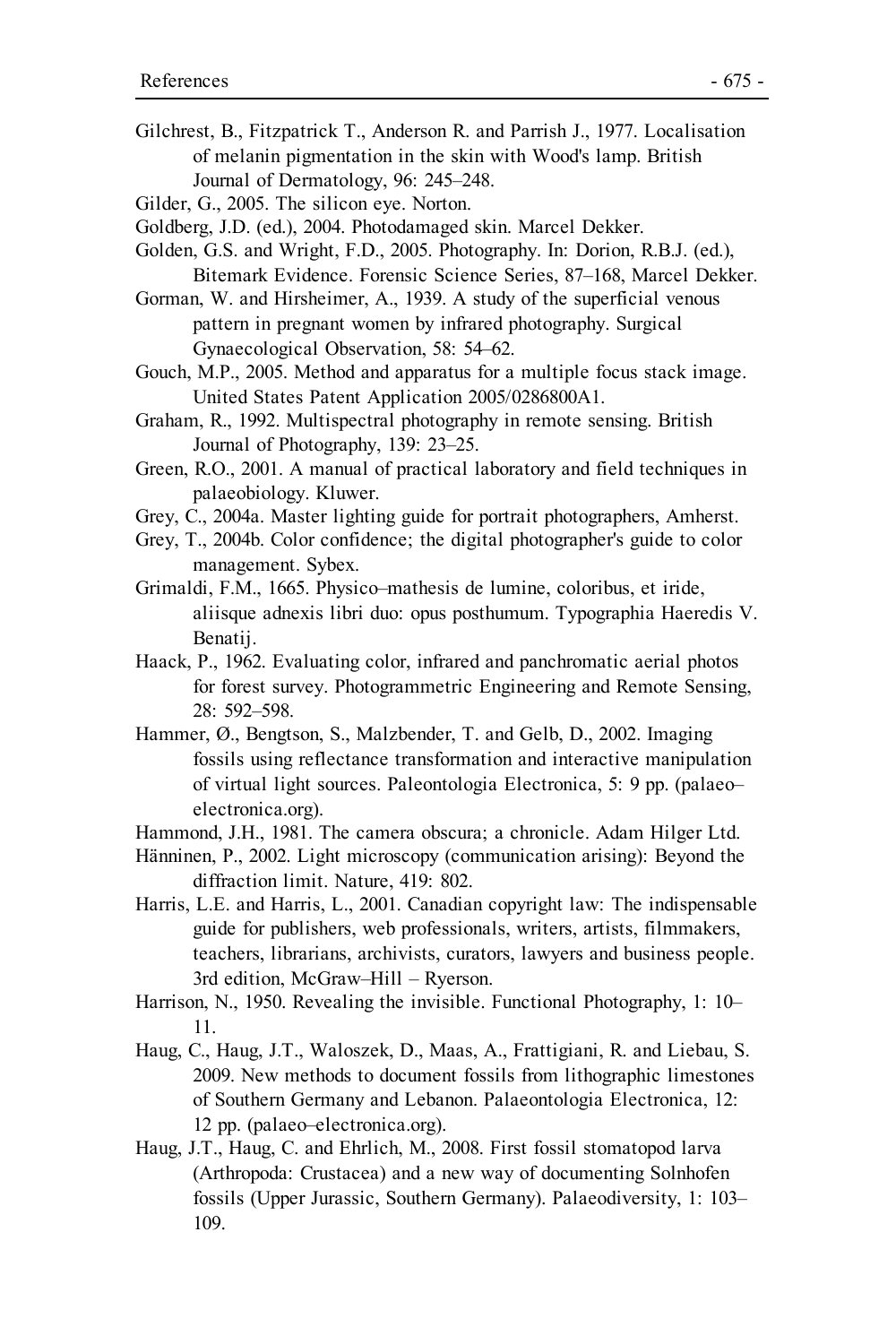Gilchrest, B., Fitzpatrick T., Anderson R. and Parrish J., 1977. Localisation of melanin pigmentation in the skin with Wood's lamp. British Journal of Dermatology, 96: 245–248.

Gilder, G., 2005. The silicon eye. Norton.

Goldberg, J.D. (ed.), 2004. Photodamaged skin. Marcel Dekker.

Golden, G.S. and Wright, F.D., 2005. Photography. In: Dorion, R.B.J. (ed.), Bitemark Evidence. Forensic Science Series, 87–168, Marcel Dekker.

Gorman, W. and Hirsheimer, A., 1939. A study of the superficial venous pattern in pregnant women by infrared photography. Surgical Gynaecological Observation, 58: 54–62.

Gouch, M.P., 2005. Method and apparatus for a multiple focus stack image. United States Patent Application 2005/0286800A1.

Graham, R., 1992. Multispectral photography in remote sensing. British Journal of Photography, 139: 23–25.

Green, R.O., 2001. A manual of practical laboratory and field techniques in palaeobiology. Kluwer.

Grey, C., 2004a. Master lighting guide for portrait photographers, Amherst.

Grey, T., 2004b. Color confidence; the digital photographer's guide to color management. Sybex.

Grimaldi, F.M., 1665. Physico–mathesis de lumine, coloribus, et iride, aliisque adnexis libri duo: opus posthumum. Typographia Haeredis V. Benatij.

Haack, P., 1962. Evaluating color, infrared and panchromatic aerial photos for forest survey. Photogrammetric Engineering and Remote Sensing, 28: 592–598.

Hammer, Ø., Bengtson, S., Malzbender, T. and Gelb, D., 2002. Imaging fossils using reflectance transformation and interactive manipulation of virtual light sources. Paleontologia Electronica, 5: 9 pp. (palaeo–electronica.org).

Hammond, J.H., 1981. The camera obscura; a chronicle. Adam Hilger Ltd.

Hänninen, P., 2002. Light microscopy (communication arising): Beyond the diffraction limit. Nature, 419: 802.

Harris, L.E. and Harris, L., 2001. Canadian copyright law: The indispensable guide for publishers, web professionals, writers, artists, filmmakers, teachers, librarians, archivists, curators, lawyers and business people. 3rd edition, McGraw–Hill – Ryerson.

Harrison, N., 1950. Revealing the invisible. Functional Photography, 1: 10–11.

Haug, C., Haug, J.T., Waloszek, D., Maas, A., Frattigiani, R. and Liebau, S. 2009. New methods to document fossils from lithographic limestones of Southern Germany and Lebanon. Palaeontologia Electronica, 12: 12 pp. (palaeo–electronica.org).

Haug, J.T., Haug, C. and Ehrlich, M., 2008. First fossil stomatopod larva (Arthropoda: Crustacea) and a new way of documenting Solnhofen fossils (Upper Jurassic, Southern Germany). Palaeodiversity, 1: 103–109.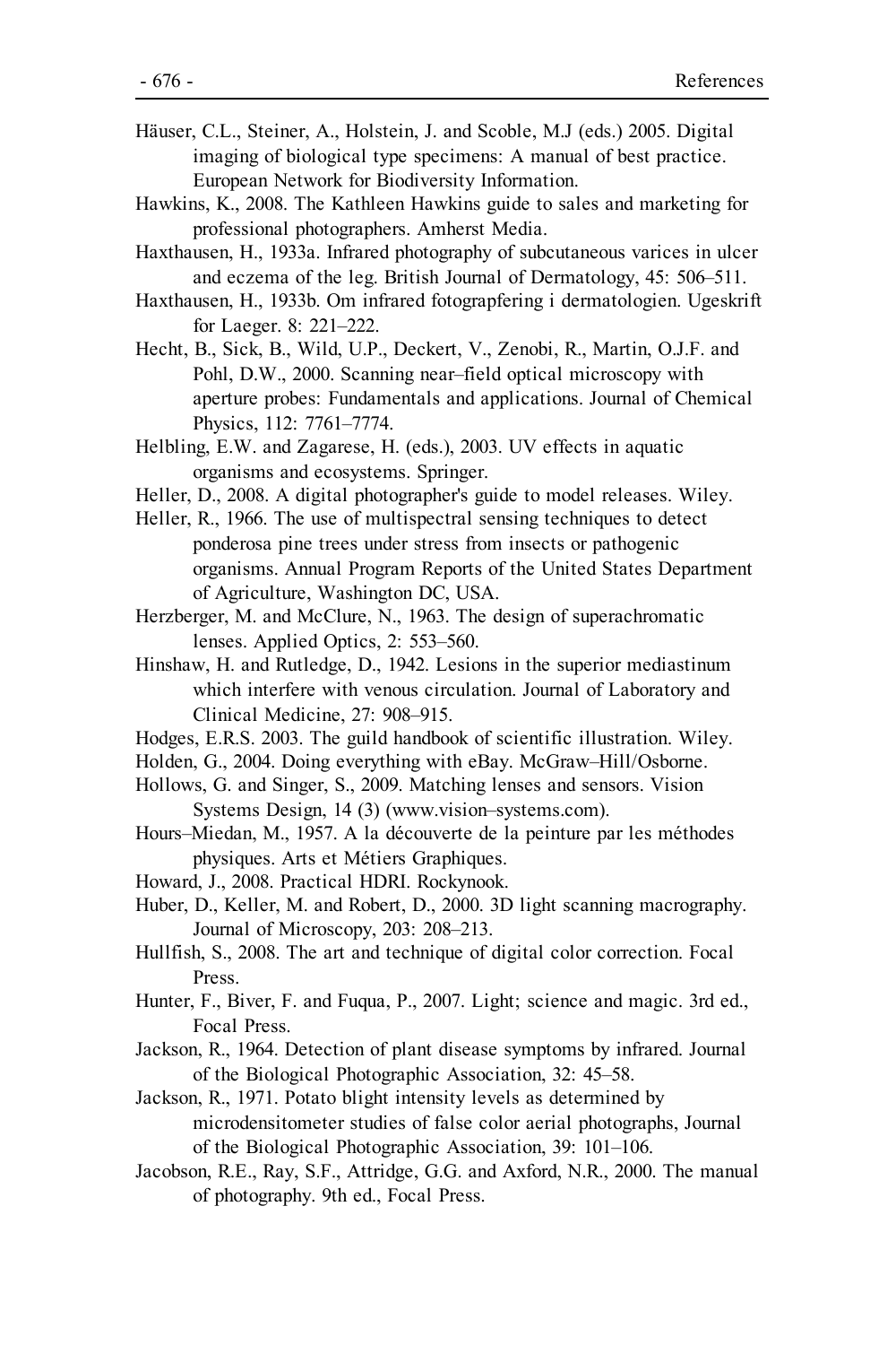Häuser, C.L., Steiner, A., Holstein, J. and Scoble, M.J (eds.) 2005. Digital imaging of biological type specimens: A manual of best practice. European Network for Biodiversity Information.

Hawkins, K., 2008. The Kathleen Hawkins guide to sales and marketing for professional photographers. Amherst Media.

Haxthausen, H., 1933a. Infrared photography of subcutaneous varices in ulcer and eczema of the leg. British Journal of Dermatology, 45: 506–511.

Haxthausen, H., 1933b. Om infrared fotograpfering i dermatologien. Ugeskrift for Laeger. 8: 221–222.

Hecht, B., Sick, B., Wild, U.P., Deckert, V., Zenobi, R., Martin, O.J.F. and Pohl, D.W., 2000. Scanning near–field optical microscopy with aperture probes: Fundamentals and applications. Journal of Chemical Physics, 112: 7761–7774.

Helbling, E.W. and Zagarese, H. (eds.), 2003. UV effects in aquatic organisms and ecosystems. Springer.

Heller, D., 2008. A digital photographer's guide to model releases. Wiley.

Heller, R., 1966. The use of multispectral sensing techniques to detect ponderosa pine trees under stress from insects or pathogenic organisms. Annual Program Reports of the United States Department of Agriculture, Washington DC, USA.

Herzberger, M. and McClure, N., 1963. The design of superachromatic lenses. Applied Optics, 2: 553–560.

Hinshaw, H. and Rutledge, D., 1942. Lesions in the superior mediastinum which interfere with venous circulation. Journal of Laboratory and Clinical Medicine, 27: 908–915.

Hodges, E.R.S. 2003. The guild handbook of scientific illustration. Wiley.

Holden, G., 2004. Doing everything with eBay. McGraw–Hill/Osborne.

Hollows, G. and Singer, S., 2009. Matching lenses and sensors. Vision Systems Design, 14 (3) (www.vision–systems.com).

Hours–Miedan, M., 1957. A la découverte de la peinture par les méthodes physiques. Arts et Métiers Graphiques.

Howard, J., 2008. Practical HDRI. Rockynook.

Huber, D., Keller, M. and Robert, D., 2000. 3D light scanning macrography. Journal of Microscopy, 203: 208–213.

Hullfish, S., 2008. The art and technique of digital color correction. Focal Press.

Hunter, F., Biver, F. and Fuqua, P., 2007. Light; science and magic. 3rd ed., Focal Press.

Jackson, R., 1964. Detection of plant disease symptoms by infrared. Journal of the Biological Photographic Association, 32: 45–58.

Jackson, R., 1971. Potato blight intensity levels as determined by microdensitometer studies of false color aerial photographs, Journal of the Biological Photographic Association, 39: 101–106.

Jacobson, R.E., Ray, S.F., Attridge, G.G. and Axford, N.R., 2000. The manual of photography. 9th ed., Focal Press.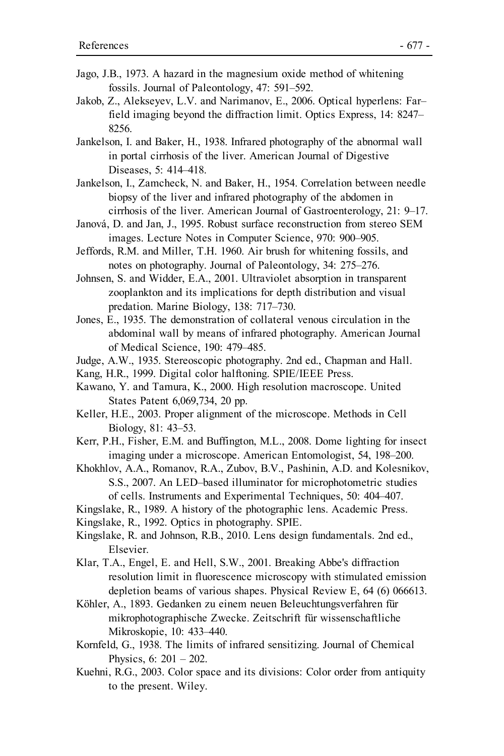Jago, J.B., 1973. A hazard in the magnesium oxide method of whitening fossils. Journal of Paleontology, 47: 591–592.

Jakob, Z., Alekseyev, L.V. and Narimanov, E., 2006. Optical hyperlens: Far–field imaging beyond the diffraction limit. Optics Express, 14: 8247–8256.

Jankelson, I. and Baker, H., 1938. Infrared photography of the abnormal wall in portal cirrhosis of the liver. American Journal of Digestive Diseases, 5: 414–418.

Jankelson, I., Zamcheck, N. and Baker, H., 1954. Correlation between needle biopsy of the liver and infrared photography of the abdomen in cirrhosis of the liver. American Journal of Gastroenterology, 21: 9–17.

Janová, D. and Jan, J., 1995. Robust surface reconstruction from stereo SEM images. Lecture Notes in Computer Science, 970: 900–905.

Jeffords, R.M. and Miller, T.H. 1960. Air brush for whitening fossils, and notes on photography. Journal of Paleontology, 34: 275–276.

Johnsen, S. and Widder, E.A., 2001. Ultraviolet absorption in transparent zooplankton and its implications for depth distribution and visual predation. Marine Biology, 138: 717–730.

Jones, E., 1935. The demonstration of collateral venous circulation in the abdominal wall by means of infrared photography. American Journal of Medical Science, 190: 479–485.

Judge, A.W., 1935. Stereoscopic photography. 2nd ed., Chapman and Hall.

Kang, H.R., 1999. Digital color halftoning. SPIE/IEEE Press.

Kawano, Y. and Tamura, K., 2000. High resolution macroscope. United States Patent 6,069,734, 20 pp.

Keller, H.E., 2003. Proper alignment of the microscope. Methods in Cell Biology, 81: 43–53.

Kerr, P.H., Fisher, E.M. and Buffington, M.L., 2008. Dome lighting for insect imaging under a microscope. American Entomologist, 54, 198–200.

Khokhlov, A.A., Romanov, R.A., Zubov, B.V., Pashinin, A.D. and Kolesnikov, S.S., 2007. An LED–based illuminator for microphotometric studies of cells. Instruments and Experimental Techniques, 50: 404–407.

Kingslake, R., 1989. A history of the photographic lens. Academic Press.

Kingslake, R., 1992. Optics in photography. SPIE.

Kingslake, R. and Johnson, R.B., 2010. Lens design fundamentals. 2nd ed., Elsevier.

Klar, T.A., Engel, E. and Hell, S.W., 2001. Breaking Abbe's diffraction resolution limit in fluorescence microscopy with stimulated emission depletion beams of various shapes. Physical Review E, 64 (6) 066613.

Köhler, A., 1893. Gedanken zu einem neuen Beleuchtungsverfahren für mikrophotographische Zwecke. Zeitschrift für wissenschaftliche Mikroskopie, 10: 433–440.

Kornfeld, G., 1938. The limits of infrared sensitizing. Journal of Chemical Physics, 6: 201 – 202.

Kuehni, R.G., 2003. Color space and its divisions: Color order from antiquity to the present. Wiley.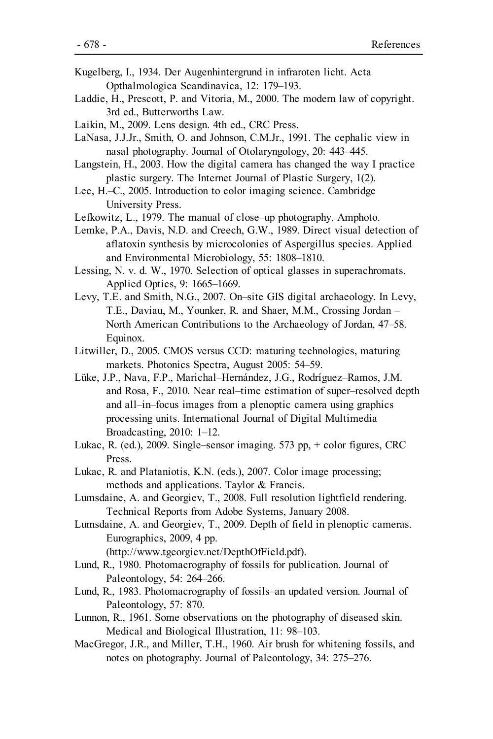Kugelberg, I., 1934. Der Augenhintergrund in infraroten licht. Acta Opthalmologica Scandinavica, 12: 179–193.

Laddie, H., Prescott, P. and Vitoria, M., 2000. The modern law of copyright. 3rd ed., Butterworths Law.

Laikin, M., 2009. Lens design. 4th ed., CRC Press.

LaNasa, J.J.Jr., Smith, O. and Johnson, C.M.Jr., 1991. The cephalic view in nasal photography. Journal of Otolaryngology, 20: 443–445.

Langstein, H., 2003. How the digital camera has changed the way I practice plastic surgery. The Internet Journal of Plastic Surgery, 1(2).

Lee, H.–C., 2005. Introduction to color imaging science. Cambridge University Press.

Lefkowitz, L., 1979. The manual of close–up photography. Amphoto.

Lemke, P.A., Davis, N.D. and Creech, G.W., 1989. Direct visual detection of aflatoxin synthesis by microcolonies of Aspergillus species. Applied and Environmental Microbiology, 55: 1808–1810.

Lessing, N. v. d. W., 1970. Selection of optical glasses in superachromats. Applied Optics, 9: 1665–1669.

Levy, T.E. and Smith, N.G., 2007. On–site GIS digital archaeology. In Levy, T.E., Daviau, M., Younker, R. and Shaer, M.M., Crossing Jordan – North American Contributions to the Archaeology of Jordan, 47–58. Equinox.

Litwiller, D., 2005. CMOS versus CCD: maturing technologies, maturing markets. Photonics Spectra, August 2005: 54–59.

Lüke, J.P., Nava, F.P., Marichal–Hernández, J.G., Rodríguez–Ramos, J.M. and Rosa, F., 2010. Near real–time estimation of super–resolved depth and all–in–focus images from a plenoptic camera using graphics processing units. International Journal of Digital Multimedia Broadcasting, 2010: 1–12.

Lukac, R. (ed.), 2009. Single–sensor imaging. 573 pp, + color figures, CRC Press.

Lukac, R. and Plataniotis, K.N. (eds.), 2007. Color image processing; methods and applications. Taylor & Francis.

Lumsdaine, A. and Georgiev, T., 2008. Full resolution lightfield rendering. Technical Reports from Adobe Systems, January 2008.

Lumsdaine, A. and Georgiev, T., 2009. Depth of field in plenoptic cameras. Eurographics, 2009, 4 pp. (http://www.tgeorgiev.net/DepthOfField.pdf).

Lund, R., 1980. Photomacrography of fossils for publication. Journal of Paleontology, 54: 264–266.

Lund, R., 1983. Photomacrography of fossils–an updated version. Journal of Paleontology, 57: 870.

Lunnon, R., 1961. Some observations on the photography of diseased skin. Medical and Biological Illustration, 11: 98–103.

MacGregor, J.R., and Miller, T.H., 1960. Air brush for whitening fossils, and notes on photography. Journal of Paleontology, 34: 275–276.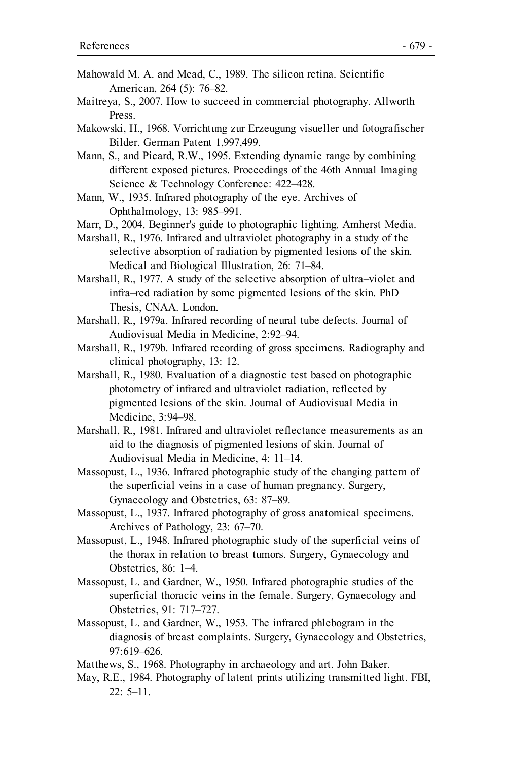Mahowald M. A. and Mead, C., 1989. The silicon retina. Scientific American, 264 (5): 76–82.

Maitreya, S., 2007. How to succeed in commercial photography. Allworth Press.

Makowski, H., 1968. Vorrichtung zur Erzeugung visueller und fotografischer Bilder. German Patent 1,997,499.

Mann, S., and Picard, R.W., 1995. Extending dynamic range by combining different exposed pictures. Proceedings of the 46th Annual Imaging Science & Technology Conference: 422–428.

Mann, W., 1935. Infrared photography of the eye. Archives of Ophthalmology, 13: 985–991.

Marr, D., 2004. Beginner's guide to photographic lighting. Amherst Media.

Marshall, R., 1976. Infrared and ultraviolet photography in a study of the selective absorption of radiation by pigmented lesions of the skin. Medical and Biological Illustration, 26: 71–84.

Marshall, R., 1977. A study of the selective absorption of ultra–violet and infra–red radiation by some pigmented lesions of the skin. PhD Thesis, CNAA. London.

Marshall, R., 1979a. Infrared recording of neural tube defects. Journal of Audiovisual Media in Medicine, 2:92–94.

Marshall, R., 1979b. Infrared recording of gross specimens. Radiography and clinical photography, 13: 12.

Marshall, R., 1980. Evaluation of a diagnostic test based on photographic photometry of infrared and ultraviolet radiation, reflected by pigmented lesions of the skin. Journal of Audiovisual Media in Medicine, 3:94–98.

Marshall, R., 1981. Infrared and ultraviolet reflectance measurements as an aid to the diagnosis of pigmented lesions of skin. Journal of Audiovisual Media in Medicine, 4: 11–14.

Massopust, L., 1936. Infrared photographic study of the changing pattern of the superficial veins in a case of human pregnancy. Surgery, Gynaecology and Obstetrics, 63: 87–89.

Massopust, L., 1937. Infrared photography of gross anatomical specimens. Archives of Pathology, 23: 67–70.

Massopust, L., 1948. Infrared photographic study of the superficial veins of the thorax in relation to breast tumors. Surgery, Gynaecology and Obstetrics, 86: 1–4.

Massopust, L. and Gardner, W., 1950. Infrared photographic studies of the superficial thoracic veins in the female. Surgery, Gynaecology and Obstetrics, 91: 717–727.

Massopust, L. and Gardner, W., 1953. The infrared phlebogram in the diagnosis of breast complaints. Surgery, Gynaecology and Obstetrics, 97:619–626.

Matthews, S., 1968. Photography in archaeology and art. John Baker.

May, R.E., 1984. Photography of latent prints utilizing transmitted light. FBI, 22: 5–11.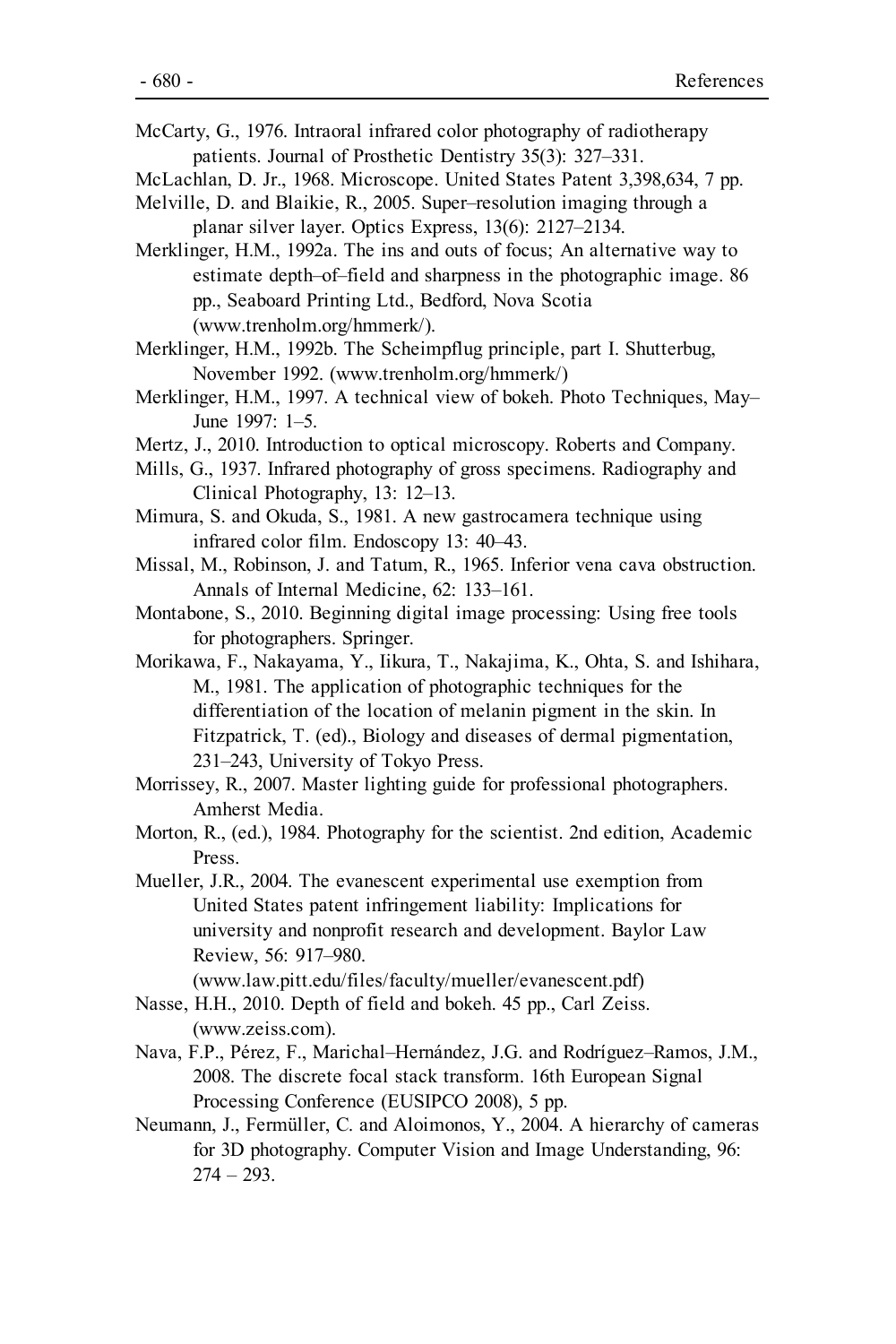McCarty, G., 1976. Intraoral infrared color photography of radiotherapy patients. Journal of Prosthetic Dentistry 35(3): 327–331.

McLachlan, D. Jr., 1968. Microscope. United States Patent 3,398,634, 7 pp.

Melville, D. and Blaikie, R., 2005. Super–resolution imaging through a planar silver layer. Optics Express, 13(6): 2127–2134.

Merklinger, H.M., 1992a. The ins and outs of focus; An alternative way to estimate depth–of–field and sharpness in the photographic image. 86 pp., Seaboard Printing Ltd., Bedford, Nova Scotia (www.trenholm.org/hmmerk/).

Merklinger, H.M., 1992b. The Scheimpflug principle, part I. Shutterbug, November 1992. (www.trenholm.org/hmmerk/)

Merklinger, H.M., 1997. A technical view of bokeh. Photo Techniques, May–June 1997: 1–5.

Mertz, J., 2010. Introduction to optical microscopy. Roberts and Company.

Mills, G., 1937. Infrared photography of gross specimens. Radiography and Clinical Photography, 13: 12–13.

Mimura, S. and Okuda, S., 1981. A new gastrocamera technique using infrared color film. Endoscopy 13: 40–43.

Missal, M., Robinson, J. and Tatum, R., 1965. Inferior vena cava obstruction. Annals of Internal Medicine, 62: 133–161.

Montabone, S., 2010. Beginning digital image processing: Using free tools for photographers. Springer.

Morikawa, F., Nakayama, Y., Iikura, T., Nakajima, K., Ohta, S. and Ishihara, M., 1981. The application of photographic techniques for the differentiation of the location of melanin pigment in the skin. In Fitzpatrick, T. (ed)., Biology and diseases of dermal pigmentation, 231–243, University of Tokyo Press.

Morrissey, R., 2007. Master lighting guide for professional photographers. Amherst Media.

Morton, R., (ed.), 1984. Photography for the scientist. 2nd edition, Academic Press.

Mueller, J.R., 2004. The evanescent experimental use exemption from United States patent infringement liability: Implications for university and nonprofit research and development. Baylor Law Review, 56: 917–980. (www.law.pitt.edu/files/faculty/mueller/evanescent.pdf)

Nasse, H.H., 2010. Depth of field and bokeh. 45 pp., Carl Zeiss. (www.zeiss.com).

Nava, F.P., Pérez, F., Marichal–Hernández, J.G. and Rodríguez–Ramos, J.M., 2008. The discrete focal stack transform. 16th European Signal Processing Conference (EUSIPCO 2008), 5 pp.

Neumann, J., Fermüller, C. and Aloimonos, Y., 2004. A hierarchy of cameras for 3D photography. Computer Vision and Image Understanding, 96: 274 – 293.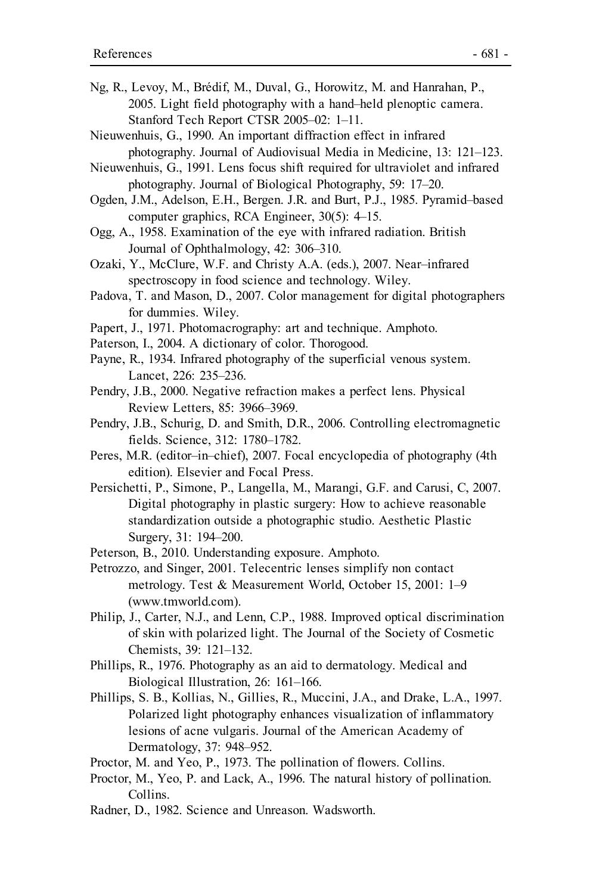Ng, R., Levoy, M., Brédif, M., Duval, G., Horowitz, M. and Hanrahan, P., 2005. Light field photography with a hand–held plenoptic camera. Stanford Tech Report CTSR 2005–02: 1–11.

Nieuwenhuis, G., 1990. An important diffraction effect in infrared photography. Journal of Audiovisual Media in Medicine, 13: 121–123.

Nieuwenhuis, G., 1991. Lens focus shift required for ultraviolet and infrared photography. Journal of Biological Photography, 59: 17–20.

Ogden, J.M., Adelson, E.H., Bergen. J.R. and Burt, P.J., 1985. Pyramid–based computer graphics, RCA Engineer, 30(5): 4–15.

Ogg, A., 1958. Examination of the eye with infrared radiation. British Journal of Ophthalmology, 42: 306–310.

Ozaki, Y., McClure, W.F. and Christy A.A. (eds.), 2007. Near–infrared spectroscopy in food science and technology. Wiley.

Padova, T. and Mason, D., 2007. Color management for digital photographers for dummies. Wiley.

Papert, J., 1971. Photomacrography: art and technique. Amphoto.

Paterson, I., 2004. A dictionary of color. Thorogood.

Payne, R., 1934. Infrared photography of the superficial venous system. Lancet, 226: 235–236.

Pendry, J.B., 2000. Negative refraction makes a perfect lens. Physical Review Letters, 85: 3966–3969.

Pendry, J.B., Schurig, D. and Smith, D.R., 2006. Controlling electromagnetic fields. Science, 312: 1780–1782.

Peres, M.R. (editor–in–chief), 2007. Focal encyclopedia of photography (4th edition). Elsevier and Focal Press.

Persichetti, P., Simone, P., Langella, M., Marangi, G.F. and Carusi, C, 2007. Digital photography in plastic surgery: How to achieve reasonable standardization outside a photographic studio. Aesthetic Plastic Surgery, 31: 194–200.

Peterson, B., 2010. Understanding exposure. Amphoto.

Petrozzo, and Singer, 2001. Telecentric lenses simplify non contact metrology. Test & Measurement World, October 15, 2001: 1–9 (www.tmworld.com).

Philip, J., Carter, N.J., and Lenn, C.P., 1988. Improved optical discrimination of skin with polarized light. The Journal of the Society of Cosmetic Chemists, 39: 121–132.

Phillips, R., 1976. Photography as an aid to dermatology. Medical and Biological Illustration, 26: 161–166.

Phillips, S. B., Kollias, N., Gillies, R., Muccini, J.A., and Drake, L.A., 1997. Polarized light photography enhances visualization of inflammatory lesions of acne vulgaris. Journal of the American Academy of Dermatology, 37: 948–952.

Proctor, M. and Yeo, P., 1973. The pollination of flowers. Collins.

Proctor, M., Yeo, P. and Lack, A., 1996. The natural history of pollination. Collins.

Radner, D., 1982. Science and Unreason. Wadsworth.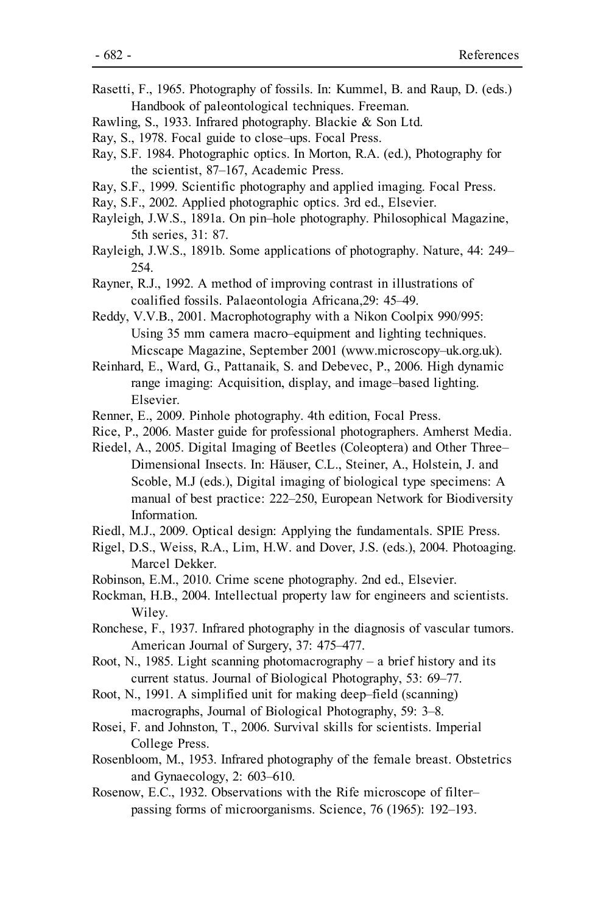Rasetti, F., 1965. Photography of fossils. In: Kummel, B. and Raup, D. (eds.) Handbook of paleontological techniques. Freeman.

Rawling, S., 1933. Infrared photography. Blackie & Son Ltd.

Ray, S., 1978. Focal guide to close–ups. Focal Press.

Ray, S.F. 1984. Photographic optics. In Morton, R.A. (ed.), Photography for the scientist, 87–167, Academic Press.

Ray, S.F., 1999. Scientific photography and applied imaging. Focal Press.

Ray, S.F., 2002. Applied photographic optics. 3rd ed., Elsevier.

Rayleigh, J.W.S., 1891a. On pin–hole photography. Philosophical Magazine, 5th series, 31: 87.

Rayleigh, J.W.S., 1891b. Some applications of photography. Nature, 44: 249–254.

Rayner, R.J., 1992. A method of improving contrast in illustrations of coalified fossils. Palaeontologia Africana,29: 45–49.

Reddy, V.V.B., 2001. Macrophotography with a Nikon Coolpix 990/995: Using 35 mm camera macro–equipment and lighting techniques. Micscape Magazine, September 2001 (www.microscopy–uk.org.uk).

Reinhard, E., Ward, G., Pattanaik, S. and Debevec, P., 2006. High dynamic range imaging: Acquisition, display, and image–based lighting. Elsevier.

Renner, E., 2009. Pinhole photography. 4th edition, Focal Press.

Rice, P., 2006. Master guide for professional photographers. Amherst Media.

Riedel, A., 2005. Digital Imaging of Beetles (Coleoptera) and Other Three–Dimensional Insects. In: Häuser, C.L., Steiner, A., Holstein, J. and Scoble, M.J (eds.), Digital imaging of biological type specimens: A manual of best practice: 222–250, European Network for Biodiversity Information.

Riedl, M.J., 2009. Optical design: Applying the fundamentals. SPIE Press.

Rigel, D.S., Weiss, R.A., Lim, H.W. and Dover, J.S. (eds.), 2004. Photoaging. Marcel Dekker.

Robinson, E.M., 2010. Crime scene photography. 2nd ed., Elsevier.

Rockman, H.B., 2004. Intellectual property law for engineers and scientists. Wiley.

Ronchese, F., 1937. Infrared photography in the diagnosis of vascular tumors. American Journal of Surgery, 37: 475–477.

Root, N., 1985. Light scanning photomacrography – a brief history and its current status. Journal of Biological Photography, 53: 69–77.

Root, N., 1991. A simplified unit for making deep–field (scanning) macrographs, Journal of Biological Photography, 59: 3–8.

Rosei, F. and Johnston, T., 2006. Survival skills for scientists. Imperial College Press.

Rosenbloom, M., 1953. Infrared photography of the female breast. Obstetrics and Gynaecology, 2: 603–610.

Rosenow, E.C., 1932. Observations with the Rife microscope of filter–passing forms of microorganisms. Science, 76 (1965): 192–193.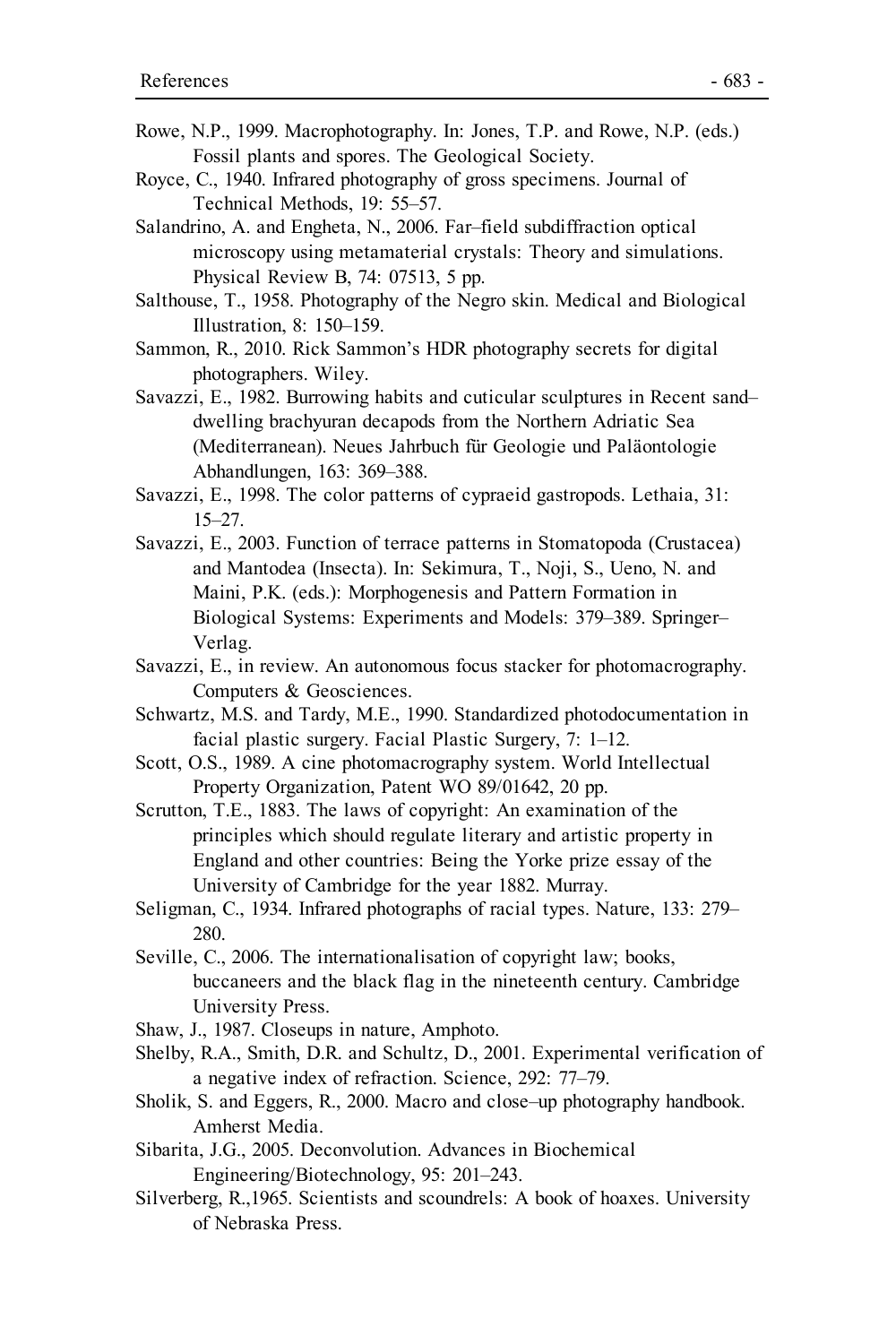Rowe, N.P., 1999. Macrophotography. In: Jones, T.P. and Rowe, N.P. (eds.) Fossil plants and spores. The Geological Society.

Royce, C., 1940. Infrared photography of gross specimens. Journal of Technical Methods, 19: 55–57.

Salandrino, A. and Engheta, N., 2006. Far–field subdiffraction optical microscopy using metamaterial crystals: Theory and simulations. Physical Review B, 74: 07513, 5 pp.

Salthouse, T., 1958. Photography of the Negro skin. Medical and Biological Illustration, 8: 150–159.

Sammon, R., 2010. Rick Sammon's HDR photography secrets for digital photographers. Wiley.

Savazzi, E., 1982. Burrowing habits and cuticular sculptures in Recent sand–dwelling brachyuran decapods from the Northern Adriatic Sea (Mediterranean). Neues Jahrbuch für Geologie und Paläontologie Abhandlungen, 163: 369–388.

Savazzi, E., 1998. The color patterns of cypraeid gastropods. Lethaia, 31: 15–27.

Savazzi, E., 2003. Function of terrace patterns in Stomatopoda (Crustacea) and Mantodea (Insecta). In: Sekimura, T., Noji, S., Ueno, N. and Maini, P.K. (eds.): Morphogenesis and Pattern Formation in Biological Systems: Experiments and Models: 379–389. Springer–Verlag.

Savazzi, E., in review. An autonomous focus stacker for photomacrography. Computers & Geosciences.

Schwartz, M.S. and Tardy, M.E., 1990. Standardized photodocumentation in facial plastic surgery. Facial Plastic Surgery, 7: 1–12.

Scott, O.S., 1989. A cine photomacrography system. World Intellectual Property Organization, Patent WO 89/01642, 20 pp.

Scrutton, T.E., 1883. The laws of copyright: An examination of the principles which should regulate literary and artistic property in England and other countries: Being the Yorke prize essay of the University of Cambridge for the year 1882. Murray.

Seligman, C., 1934. Infrared photographs of racial types. Nature, 133: 279–280.

Seville, C., 2006. The internationalisation of copyright law; books, buccaneers and the black flag in the nineteenth century. Cambridge University Press.

Shaw, J., 1987. Closeups in nature, Amphoto.

Shelby, R.A., Smith, D.R. and Schultz, D., 2001. Experimental verification of a negative index of refraction. Science, 292: 77–79.

Sholik, S. and Eggers, R., 2000. Macro and close–up photography handbook. Amherst Media.

Sibarita, J.G., 2005. Deconvolution. Advances in Biochemical Engineering/Biotechnology, 95: 201–243.

Silverberg, R.,1965. Scientists and scoundrels: A book of hoaxes. University of Nebraska Press.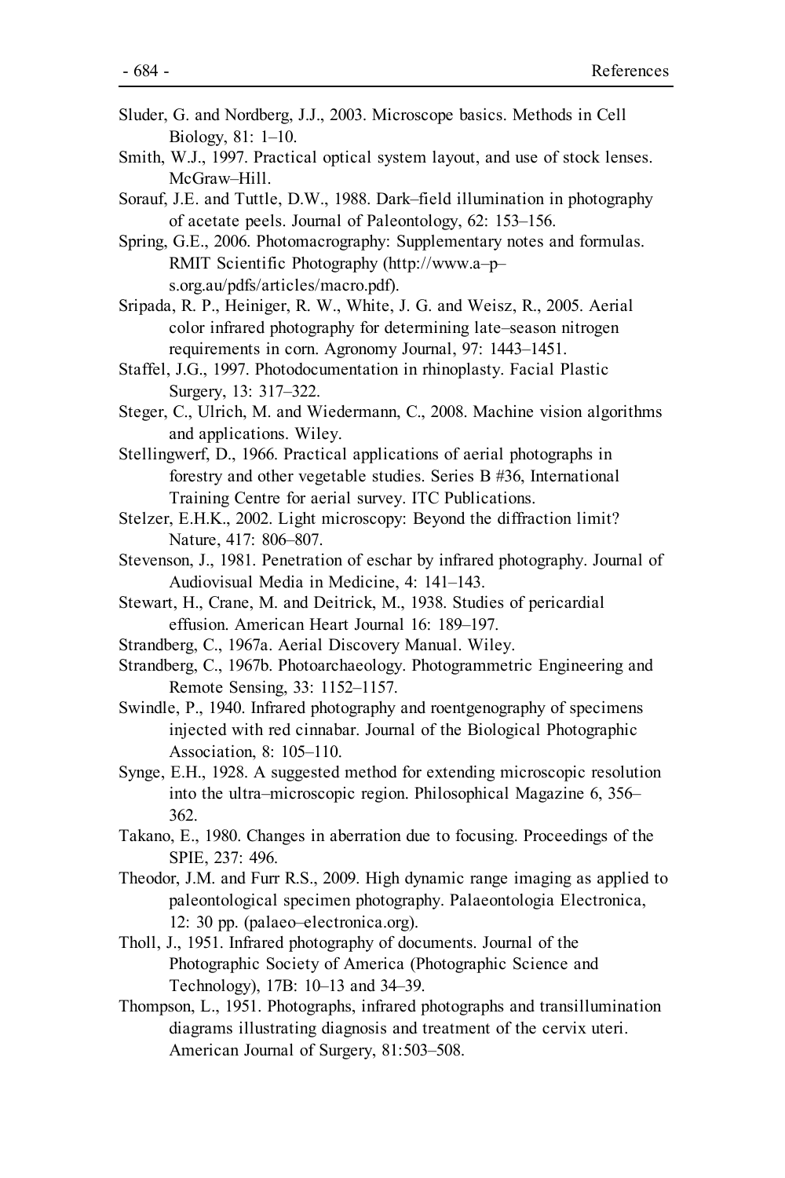Sluder, G. and Nordberg, J.J., 2003. Microscope basics. Methods in Cell Biology, 81: 1–10.

Smith, W.J., 1997. Practical optical system layout, and use of stock lenses. McGraw–Hill.

Sorauf, J.E. and Tuttle, D.W., 1988. Dark–field illumination in photography of acetate peels. Journal of Paleontology, 62: 153–156.

Spring, G.E., 2006. Photomacrography: Supplementary notes and formulas. RMIT Scientific Photography (http://www.a–p–s.org.au/pdfs/articles/macro.pdf).

Sripada, R. P., Heiniger, R. W., White, J. G. and Weisz, R., 2005. Aerial color infrared photography for determining late–season nitrogen requirements in corn. Agronomy Journal, 97: 1443–1451.

Staffel, J.G., 1997. Photodocumentation in rhinoplasty. Facial Plastic Surgery, 13: 317–322.

Steger, C., Ulrich, M. and Wiedermann, C., 2008. Machine vision algorithms and applications. Wiley.

Stellingwerf, D., 1966. Practical applications of aerial photographs in forestry and other vegetable studies. Series B #36, International Training Centre for aerial survey. ITC Publications.

Stelzer, E.H.K., 2002. Light microscopy: Beyond the diffraction limit? Nature, 417: 806–807.

Stevenson, J., 1981. Penetration of eschar by infrared photography. Journal of Audiovisual Media in Medicine, 4: 141–143.

Stewart, H., Crane, M. and Deitrick, M., 1938. Studies of pericardial effusion. American Heart Journal 16: 189–197.

Strandberg, C., 1967a. Aerial Discovery Manual. Wiley.

Strandberg, C., 1967b. Photoarchaeology. Photogrammetric Engineering and Remote Sensing, 33: 1152–1157.

Swindle, P., 1940. Infrared photography and roentgenography of specimens injected with red cinnabar. Journal of the Biological Photographic Association, 8: 105–110.

Synge, E.H., 1928. A suggested method for extending microscopic resolution into the ultra–microscopic region. Philosophical Magazine 6, 356–362.

Takano, E., 1980. Changes in aberration due to focusing. Proceedings of the SPIE, 237: 496.

Theodor, J.M. and Furr R.S., 2009. High dynamic range imaging as applied to paleontological specimen photography. Palaeontologia Electronica, 12: 30 pp. (palaeo–electronica.org).

Tholl, J., 1951. Infrared photography of documents. Journal of the Photographic Society of America (Photographic Science and Technology), 17B: 10–13 and 34–39.

Thompson, L., 1951. Photographs, infrared photographs and transillumination diagrams illustrating diagnosis and treatment of the cervix uteri. American Journal of Surgery, 81:503–508.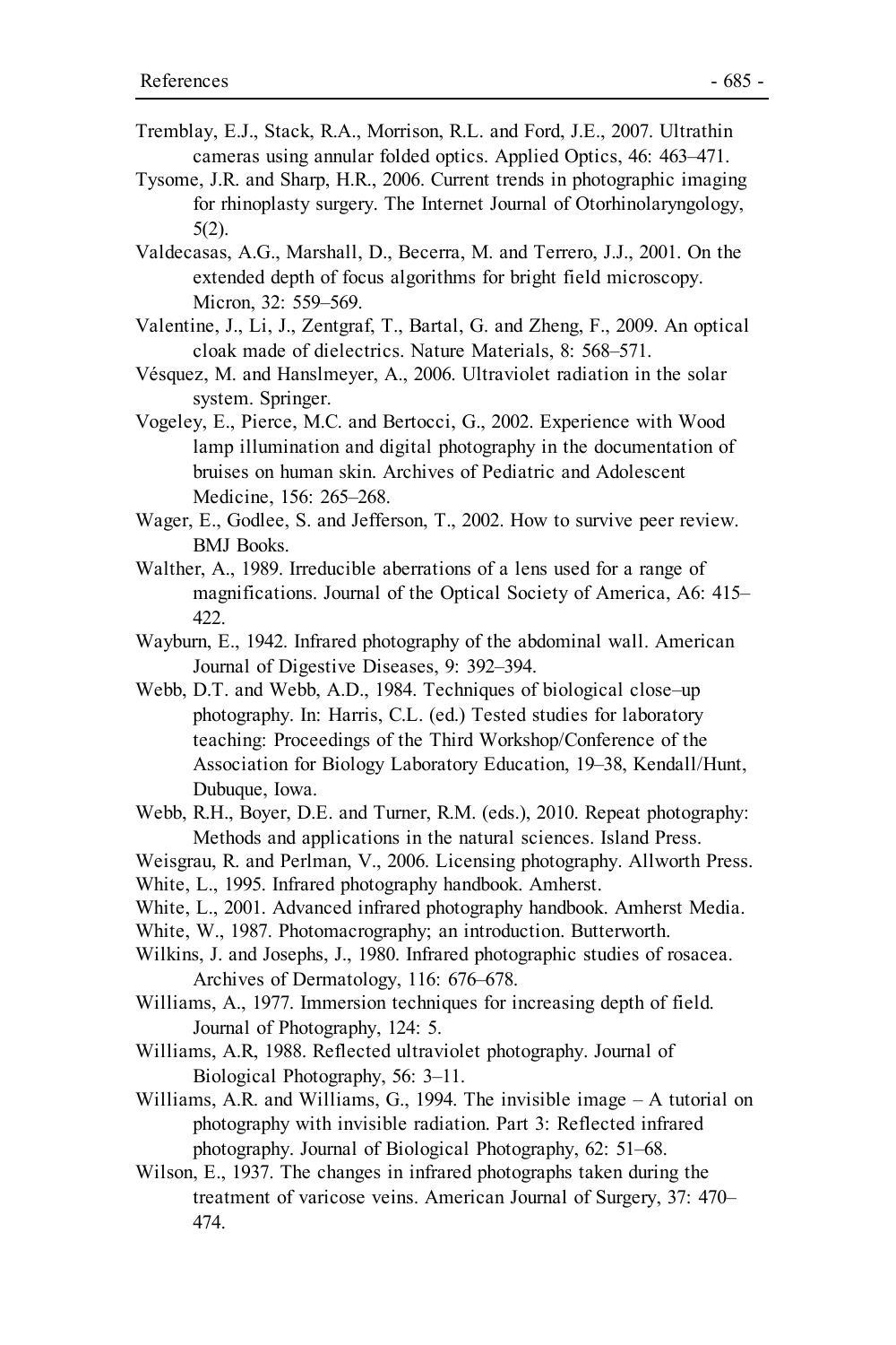Tremblay, E.J., Stack, R.A., Morrison, R.L. and Ford, J.E., 2007. Ultrathin cameras using annular folded optics. Applied Optics, 46: 463–471.

Tysome, J.R. and Sharp, H.R., 2006. Current trends in photographic imaging for rhinoplasty surgery. The Internet Journal of Otorhinolaryngology, 5(2).

Valdecasas, A.G., Marshall, D., Becerra, M. and Terrero, J.J., 2001. On the extended depth of focus algorithms for bright field microscopy. Micron, 32: 559–569.

Valentine, J., Li, J., Zentgraf, T., Bartal, G. and Zheng, F., 2009. An optical cloak made of dielectrics. Nature Materials, 8: 568–571.

Vésquez, M. and Hanslmeyer, A., 2006. Ultraviolet radiation in the solar system. Springer.

Vogeley, E., Pierce, M.C. and Bertocci, G., 2002. Experience with Wood lamp illumination and digital photography in the documentation of bruises on human skin. Archives of Pediatric and Adolescent Medicine, 156: 265–268.

Wager, E., Godlee, S. and Jefferson, T., 2002. How to survive peer review. BMJ Books.

Walther, A., 1989. Irreducible aberrations of a lens used for a range of magnifications. Journal of the Optical Society of America, A6: 415–422.

Wayburn, E., 1942. Infrared photography of the abdominal wall. American Journal of Digestive Diseases, 9: 392–394.

Webb, D.T. and Webb, A.D., 1984. Techniques of biological close–up photography. In: Harris, C.L. (ed.) Tested studies for laboratory teaching: Proceedings of the Third Workshop/Conference of the Association for Biology Laboratory Education, 19–38, Kendall/Hunt, Dubuque, Iowa.

Webb, R.H., Boyer, D.E. and Turner, R.M. (eds.), 2010. Repeat photography: Methods and applications in the natural sciences. Island Press.

Weisgrau, R. and Perlman, V., 2006. Licensing photography. Allworth Press.

White, L., 1995. Infrared photography handbook. Amherst.

White, L., 2001. Advanced infrared photography handbook. Amherst Media.

White, W., 1987. Photomacrography; an introduction. Butterworth.

Wilkins, J. and Josephs, J., 1980. Infrared photographic studies of rosacea. Archives of Dermatology, 116: 676–678.

Williams, A., 1977. Immersion techniques for increasing depth of field. Journal of Photography, 124: 5.

Williams, A.R, 1988. Reflected ultraviolet photography. Journal of Biological Photography, 56: 3–11.

Williams, A.R. and Williams, G., 1994. The invisible image – A tutorial on photography with invisible radiation. Part 3: Reflected infrared photography. Journal of Biological Photography, 62: 51–68.

Wilson, E., 1937. The changes in infrared photographs taken during the treatment of varicose veins. American Journal of Surgery, 37: 470–474.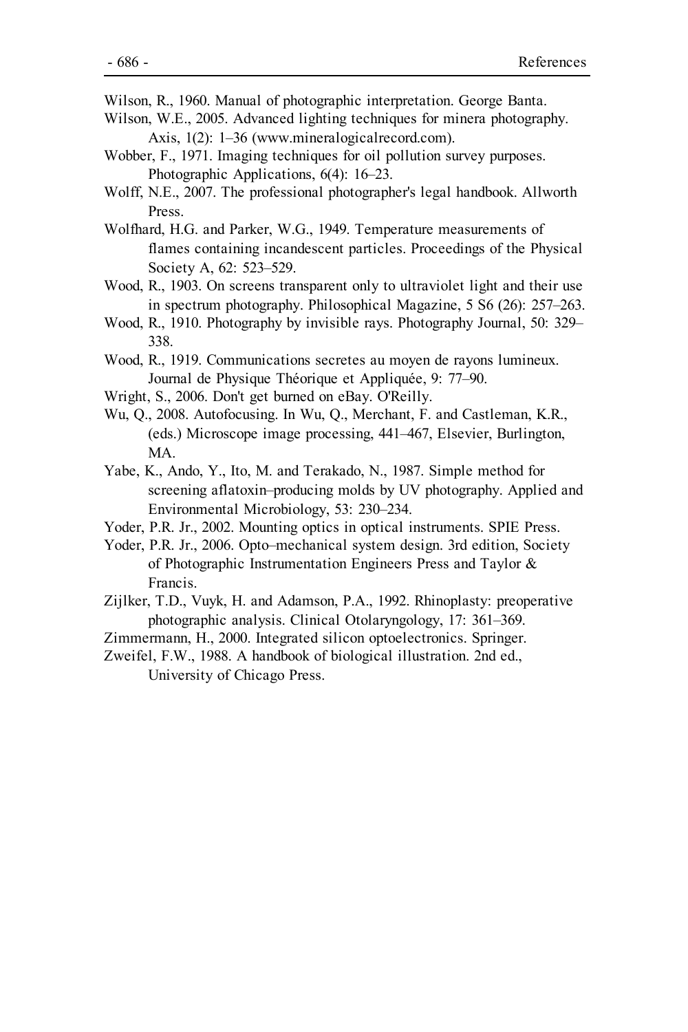Wilson, R., 1960. Manual of photographic interpretation. George Banta.

Wilson, W.E., 2005. Advanced lighting techniques for minera photography. Axis, 1(2): 1–36 (www.mineralogicalrecord.com).

Wobber, F., 1971. Imaging techniques for oil pollution survey purposes. Photographic Applications, 6(4): 16–23.

Wolff, N.E., 2007. The professional photographer's legal handbook. Allworth Press.

Wolfhard, H.G. and Parker, W.G., 1949. Temperature measurements of flames containing incandescent particles. Proceedings of the Physical Society A, 62: 523–529.

Wood, R., 1903. On screens transparent only to ultraviolet light and their use in spectrum photography. Philosophical Magazine, 5 S6 (26): 257–263.

Wood, R., 1910. Photography by invisible rays. Photography Journal, 50: 329–338.

Wood, R., 1919. Communications secretes au moyen de rayons lumineux. Journal de Physique Théorique et Appliquée, 9: 77–90.

Wright, S., 2006. Don't get burned on eBay. O'Reilly.

Wu, Q., 2008. Autofocusing. In Wu, Q., Merchant, F. and Castleman, K.R., (eds.) Microscope image processing, 441–467, Elsevier, Burlington, MA.

Yabe, K., Ando, Y., Ito, M. and Terakado, N., 1987. Simple method for screening aflatoxin–producing molds by UV photography. Applied and Environmental Microbiology, 53: 230–234.

Yoder, P.R. Jr., 2002. Mounting optics in optical instruments. SPIE Press.

Yoder, P.R. Jr., 2006. Opto–mechanical system design. 3rd edition, Society of Photographic Instrumentation Engineers Press and Taylor & Francis.

Zijlker, T.D., Vuyk, H. and Adamson, P.A., 1992. Rhinoplasty: preoperative photographic analysis. Clinical Otolaryngology, 17: 361–369.

Zimmermann, H., 2000. Integrated silicon optoelectronics. Springer.

Zweifel, F.W., 1988. A handbook of biological illustration. 2nd ed., University of Chicago Press.